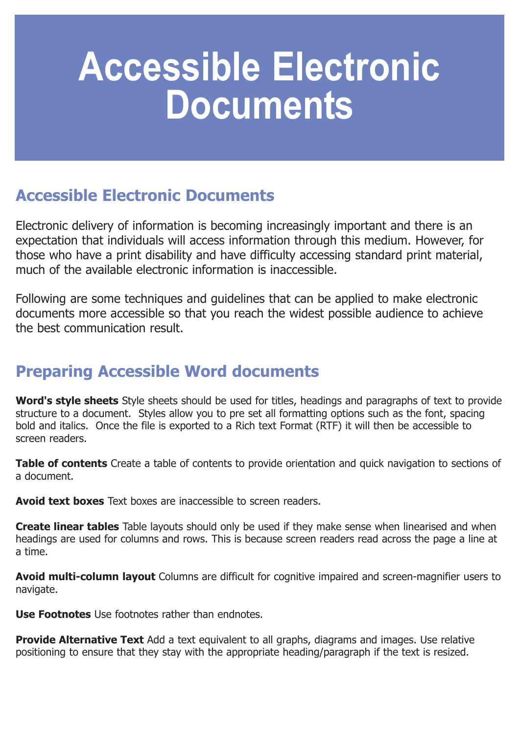# Accessible Electronic Documents

## Accessible Electronic Documents

Electronic delivery of information is becoming increasingly important and there is an expectation that individuals will access information through this medium. However, for those who have a print disability and have difficulty accessing standard print material, much of the available electronic information is inaccessible.

Following are some techniques and guidelines that can be applied to make electronic documents more accessible so that you reach the widest possible audience to achieve the best communication result.

## Preparing Accessible Word documents

**Word's style sheets** Style sheets should be used for titles, headings and paragraphs of text to provide structure to a document. Styles allow you to pre set all formatting options such as the font, spacing bold and italics. Once the file is exported to a Rich text Format (RTF) it will then be accessible to screen readers.

**Table of contents** Create a table of contents to provide orientation and quick navigation to sections of a document.

**Avoid text boxes** Text boxes are inaccessible to screen readers.

**Create linear tables** Table layouts should only be used if they make sense when linearised and when headings are used for columns and rows. This is because screen readers read across the page a line at a time.

**Avoid multi-column layout** Columns are difficult for cognitive impaired and screen-magnifier users to navigate.

**Use Footnotes** Use footnotes rather than endnotes.

**Provide Alternative Text** Add a text equivalent to all graphs, diagrams and images. Use relative positioning to ensure that they stay with the appropriate heading/paragraph if the text is resized.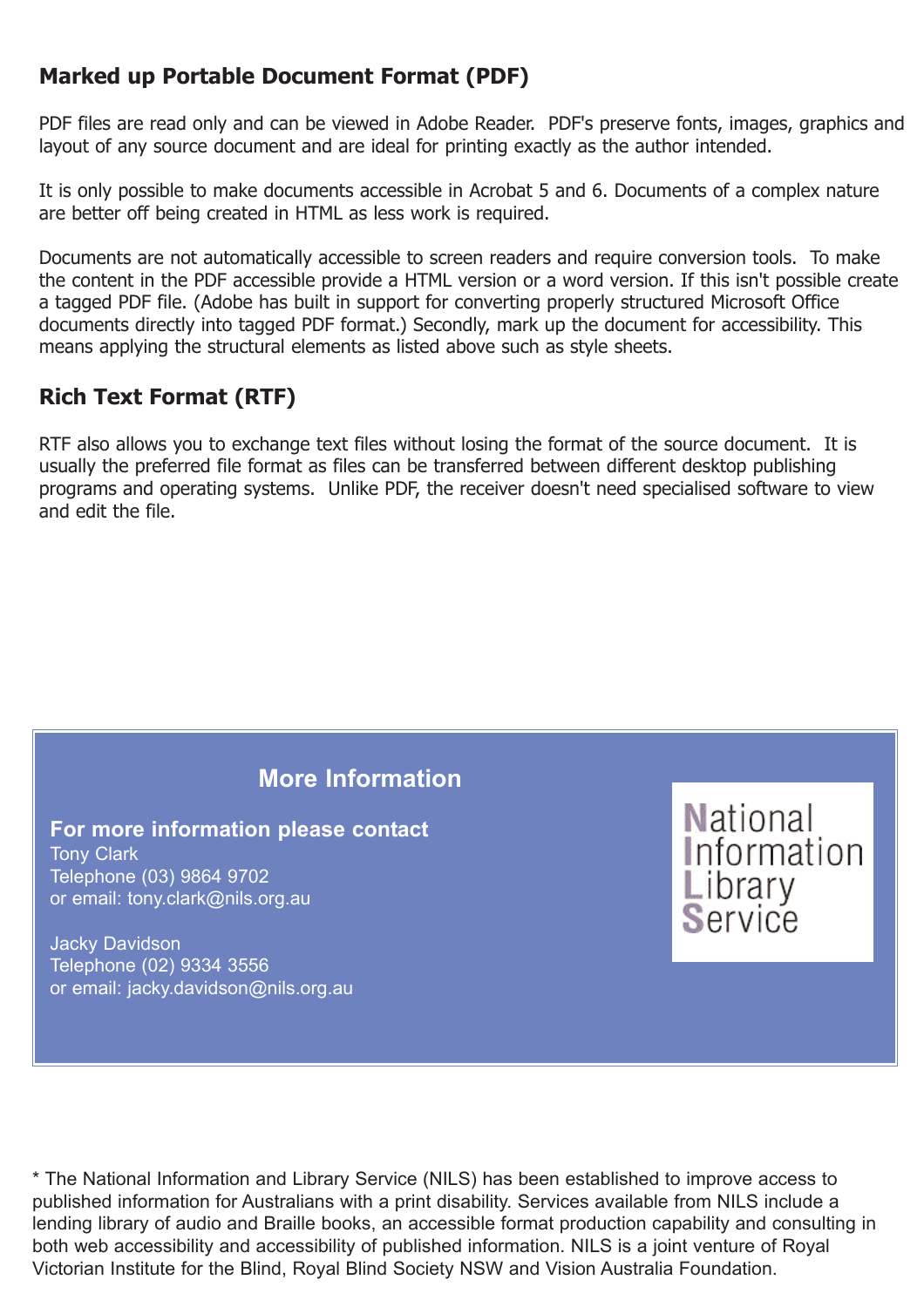## Marked up Portable Document Format (PDF)

PDF files are read only and can be viewed in Adobe Reader. PDF's preserve fonts, images, graphics and layout of any source document and are ideal for printing exactly as the author intended.

It is only possible to make documents accessible in Acrobat 5 and 6. Documents of a complex nature are better off being created in HTML as less work is required.

Documents are not automatically accessible to screen readers and require conversion tools. To make the content in the PDF accessible provide a HTML version or a word version. If this isn't possible create a tagged PDF file. (Adobe has built in support for converting properly structured Microsoft Office documents directly into tagged PDF format.) Secondly, mark up the document for accessibility. This means applying the structural elements as listed above such as style sheets.

## Rich Text Format (RTF)

RTF also allows you to exchange text files without losing the format of the source document. It is usually the preferred file format as files can be transferred between different desktop publishing programs and operating systems. Unlike PDF, the receiver doesn't need specialised software to view and edit the file.

## More Information

**For more information please contact**

Tony Clark
Telephone (03) 9864 9702
or email: tony.clark@nils.org.au

Jacky Davidson
Telephone (02) 9334 3556
or email: jacky.davidson@nils.org.au

National
Information
Library
Service

* The National Information and Library Service (NILS) has been established to improve access to published information for Australians with a print disability. Services available from NILS include a lending library of audio and Braille books, an accessible format production capability and consulting in both web accessibility and accessibility of published information. NILS is a joint venture of Royal Victorian Institute for the Blind, Royal Blind Society NSW and Vision Australia Foundation.